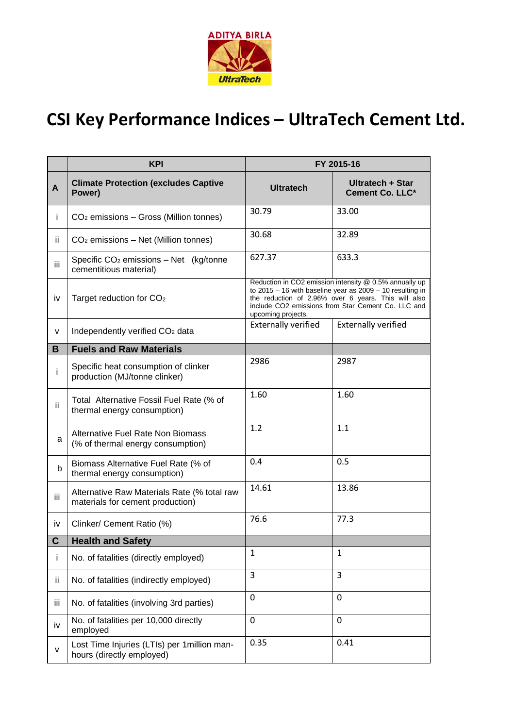# CSI Key Performance Indices – UltraTech Cement Ltd.

| | KPI | FY 2015-16 | |
|---|---|---|---|
| **A** | **Climate Protection (excludes Captive Power)** | **Ultratech** | **Ultratech + Star Cement Co. LLC*** |
| i | $CO_2$ emissions – Gross (Million tonnes) | 30.79 | 33.00 |
| ii | $CO_2$ emissions – Net (Million tonnes) | 30.68 | 32.89 |
| iii | Specific $CO_2$ emissions – Net (kg/tonne cementitious material) | 627.37 | 633.3 |
| iv | Target reduction for $CO_2$ | Reduction in CO2 emission intensity @ 0.5% annually up to 2015 – 16 with baseline year as 2009 – 10 resulting in the reduction of 2.96% over 6 years. This will also include CO2 emissions from Star Cement Co. LLC and upcoming projects. | |
| v | Independently verified $CO_2$ data | Externally verified | Externally verified |
| **B** | **Fuels and Raw Materials** | | |
| i | Specific heat consumption of clinker production (MJ/tonne clinker) | 2986 | 2987 |
| ii | Total Alternative Fossil Fuel Rate (% of thermal energy consumption) | 1.60 | 1.60 |
| a | Alternative Fuel Rate Non Biomass (% of thermal energy consumption) | 1.2 | 1.1 |
| b | Biomass Alternative Fuel Rate (% of thermal energy consumption) | 0.4 | 0.5 |
| iii | Alternative Raw Materials Rate (% total raw materials for cement production) | 14.61 | 13.86 |
| iv | Clinker/ Cement Ratio (%) | 76.6 | 77.3 |
| **C** | **Health and Safety** | | |
| i | No. of fatalities (directly employed) | 1 | 1 |
| ii | No. of fatalities (indirectly employed) | 3 | 3 |
| iii | No. of fatalities (involving 3rd parties) | 0 | 0 |
| iv | No. of fatalities per 10,000 directly employed | 0 | 0 |
| v | Lost Time Injuries (LTIs) per 1million man-hours (directly employed) | 0.35 | 0.41 |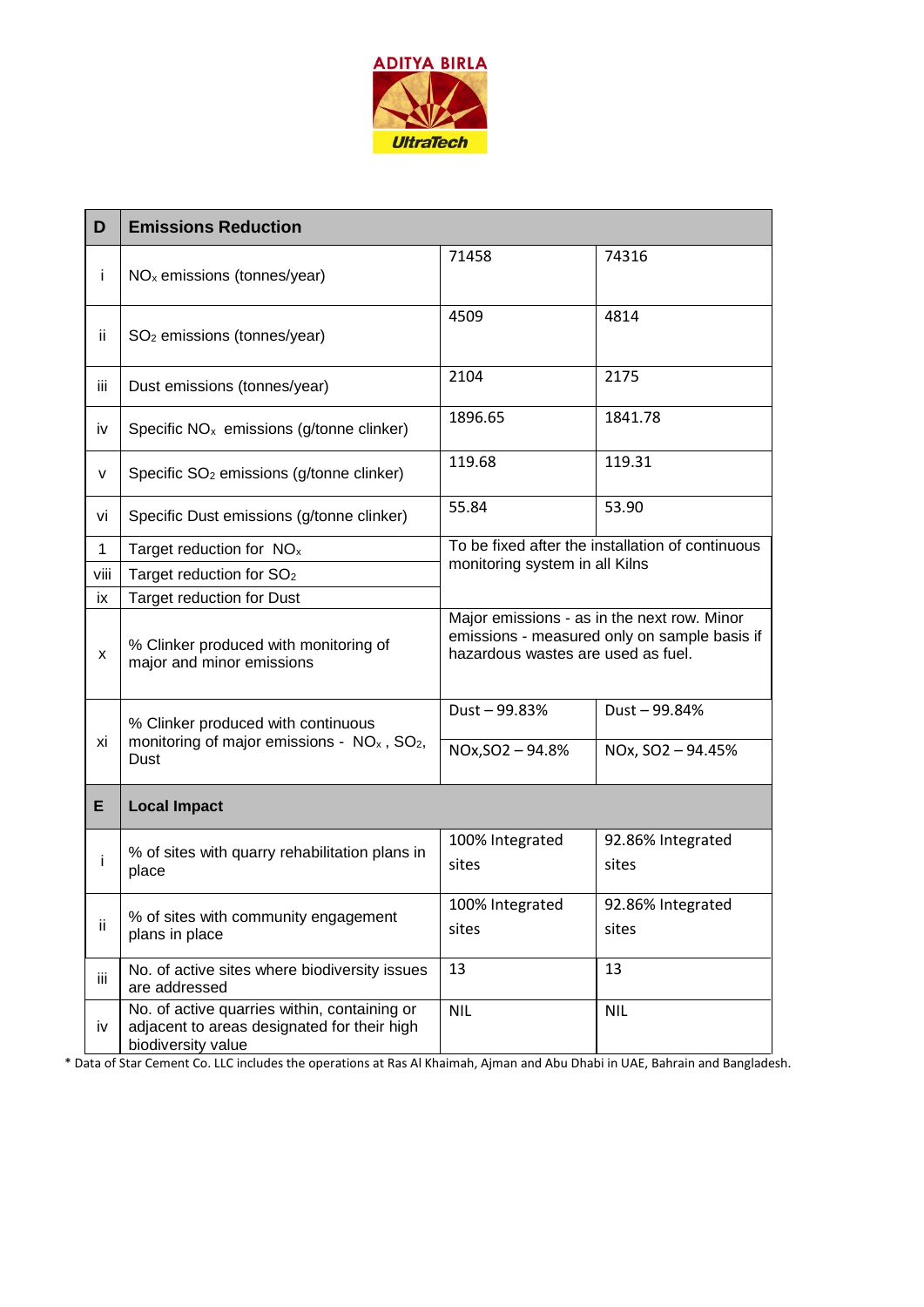| D | Emissions Reduction | | |
|---|---|---|---|
| i | $NO_x$ emissions (tonnes/year) | 71458 | 74316 |
| ii | $SO_2$ emissions (tonnes/year) | 4509 | 4814 |
| iii | Dust emissions (tonnes/year) | 2104 | 2175 |
| iv | Specific $NO_x$ emissions (g/tonne clinker) | 1896.65 | 1841.78 |
| v | Specific $SO_2$ emissions (g/tonne clinker) | 119.68 | 119.31 |
| vi | Specific Dust emissions (g/tonne clinker) | 55.84 | 53.90 |
| 1 | Target reduction for $NO_x$ | To be fixed after the installation of continuous monitoring system in all Kilns | |
| viii | Target reduction for $SO_2$ | | |
| ix | Target reduction for Dust | | |
| x | % Clinker produced with monitoring of major and minor emissions | Major emissions - as in the next row. Minor emissions - measured only on sample basis if hazardous wastes are used as fuel. | |
| xi | % Clinker produced with continuous monitoring of major emissions - $NO_x$ , $SO_2$, Dust | Dust – 99.83% | Dust – 99.84% |
| | | NOx,SO2 – 94.8% | NOx, SO2 – 94.45% |
| **E** | **Local Impact** | | |
| i | % of sites with quarry rehabilitation plans in place | 100% Integrated sites | 92.86% Integrated sites |
| ii | % of sites with community engagement plans in place | 100% Integrated sites | 92.86% Integrated sites |
| iii | No. of active sites where biodiversity issues are addressed | 13 | 13 |
| iv | No. of active quarries within, containing or adjacent to areas designated for their high biodiversity value | NIL | NIL |

* Data of Star Cement Co. LLC includes the operations at Ras Al Khaimah, Ajman and Abu Dhabi in UAE, Bahrain and Bangladesh.